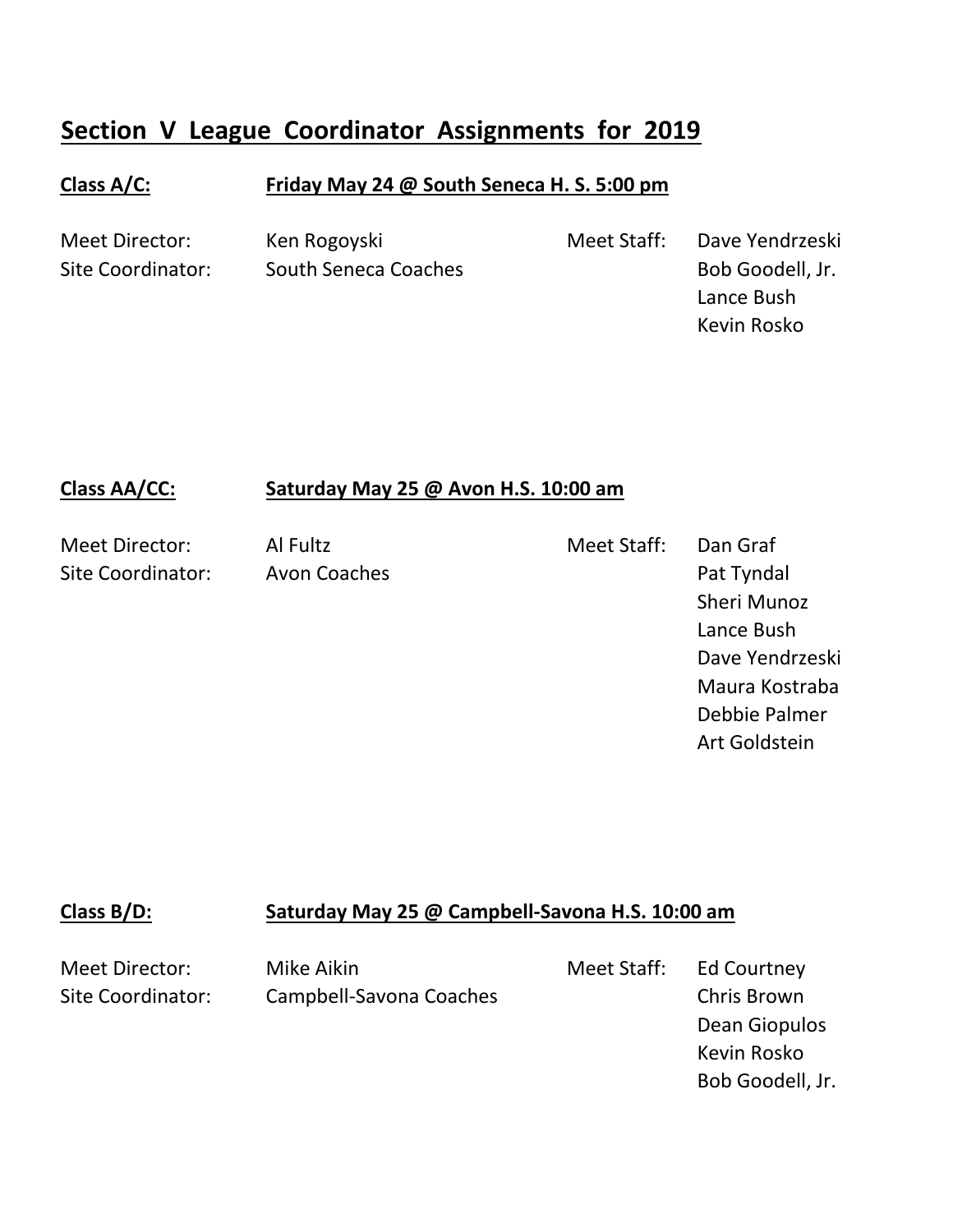# Section V League Coordinator Assignments for 2019

## Class A/C: Friday May 24 @ South Seneca H. S. 5:00 pm

Meet Director: Ken Rogoyski

Site Coordinator: South Seneca Coaches

Meet Staff:
- Dave Yendrzeski
- Bob Goodell, Jr.
- Lance Bush
- Kevin Rosko

## Class AA/CC: Saturday May 25 @ Avon H.S. 10:00 am

Meet Director: Al Fultz

Site Coordinator: Avon Coaches

Meet Staff:
- Dan Graf
- Pat Tyndal
- Sheri Munoz
- Lance Bush
- Dave Yendrzeski
- Maura Kostraba
- Debbie Palmer
- Art Goldstein

## Class B/D: Saturday May 25 @ Campbell-Savona H.S. 10:00 am

Meet Director: Mike Aikin

Site Coordinator: Campbell-Savona Coaches

Meet Staff:
- Ed Courtney
- Chris Brown
- Dean Giopulos
- Kevin Rosko
- Bob Goodell, Jr.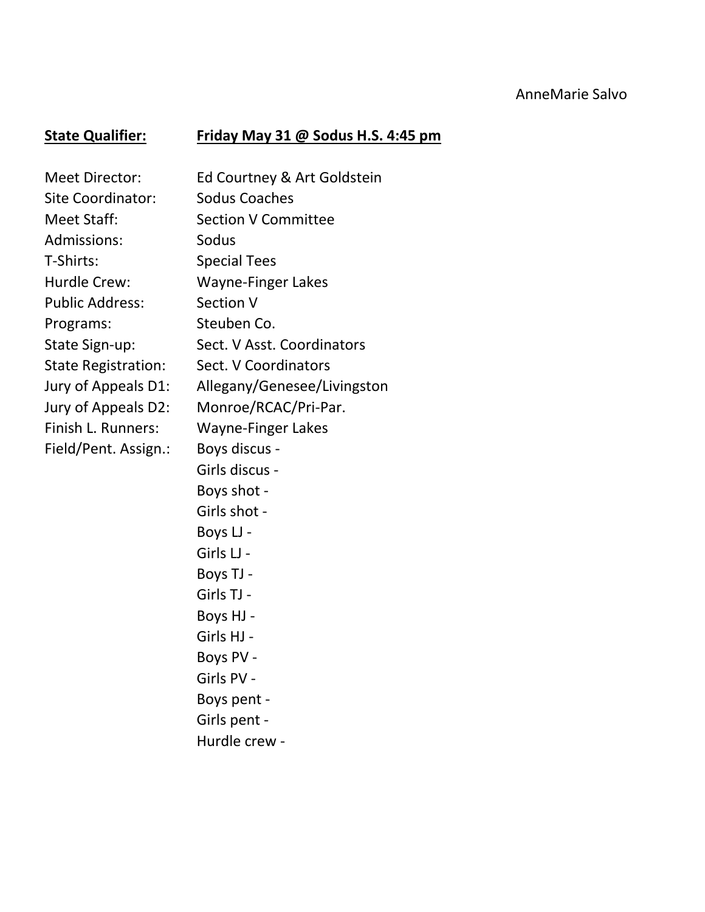AnneMarie Salvo

| | |
|---|---|
| **State Qualifier:** | **Friday May 31 @ Sodus H.S. 4:45 pm** |
| Meet Director: | Ed Courtney & Art Goldstein |
| Site Coordinator: | Sodus Coaches |
| Meet Staff: | Section V Committee |
| Admissions: | Sodus |
| T-Shirts: | Special Tees |
| Hurdle Crew: | Wayne-Finger Lakes |
| Public Address: | Section V |
| Programs: | Steuben Co. |
| State Sign-up: | Sect. V Asst. Coordinators |
| State Registration: | Sect. V Coordinators |
| Jury of Appeals D1: | Allegany/Genesee/Livingston |
| Jury of Appeals D2: | Monroe/RCAC/Pri-Par. |
| Finish L. Runners: | Wayne-Finger Lakes |
| Field/Pent. Assign.: | Boys discus - |
| | Girls discus - |
| | Boys shot - |
| | Girls shot - |
| | Boys LJ - |
| | Girls LJ - |
| | Boys TJ - |
| | Girls TJ - |
| | Boys HJ - |
| | Girls HJ - |
| | Boys PV - |
| | Girls PV - |
| | Boys pent - |
| | Girls pent - |
| | Hurdle crew - |